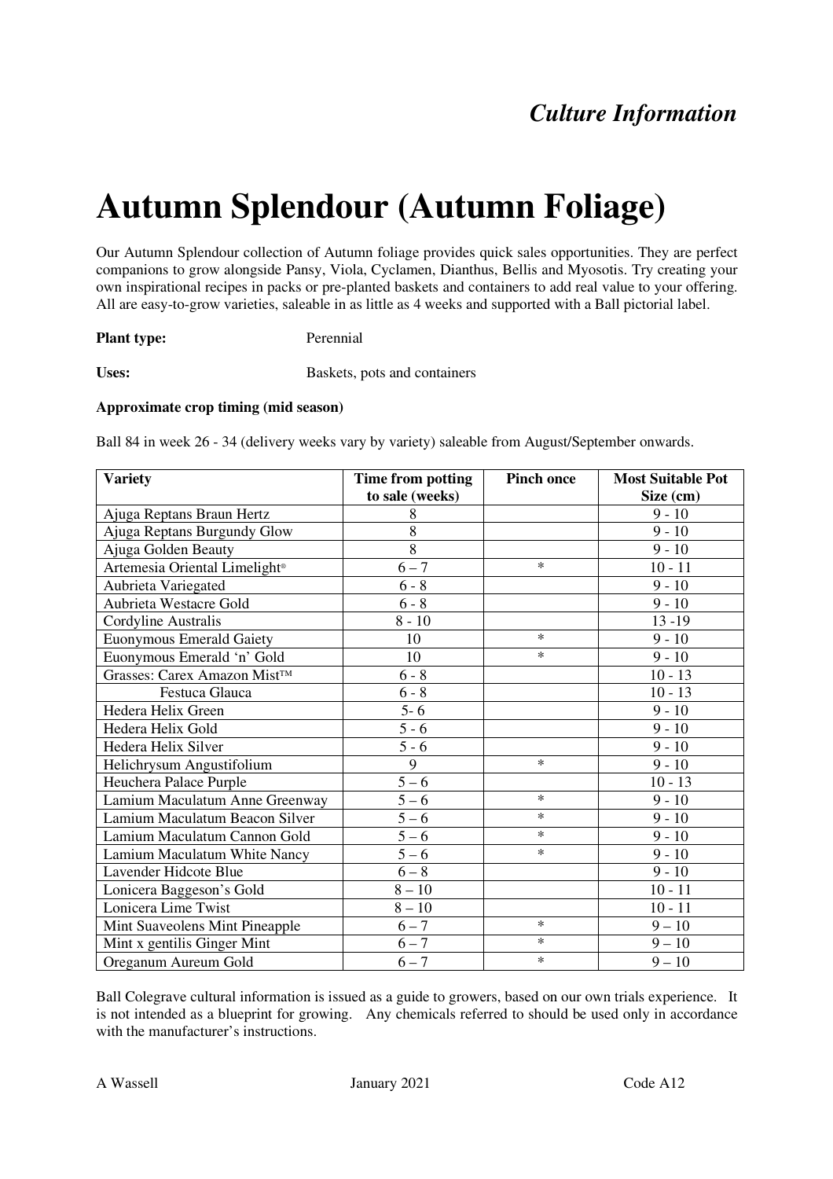*Culture Information*

# Autumn Splendour (Autumn Foliage)

Our Autumn Splendour collection of Autumn foliage provides quick sales opportunities. They are perfect companions to grow alongside Pansy, Viola, Cyclamen, Dianthus, Bellis and Myosotis. Try creating your own inspirational recipes in packs or pre-planted baskets and containers to add real value to your offering. All are easy-to-grow varieties, saleable in as little as 4 weeks and supported with a Ball pictorial label.

**Plant type:** Perennial

**Uses:** Baskets, pots and containers

**Approximate crop timing (mid season)**

Ball 84 in week 26 - 34 (delivery weeks vary by variety) saleable from August/September onwards.

| Variety | Time from potting to sale (weeks) | Pinch once | Most Suitable Pot Size (cm) |
|---|---|---|---|
| Ajuga Reptans Braun Hertz | 8 | | 9 - 10 |
| Ajuga Reptans Burgundy Glow | 8 | | 9 - 10 |
| Ajuga Golden Beauty | 8 | | 9 - 10 |
| Artemesia Oriental Limelight® | 6 – 7 | * | 10 - 11 |
| Aubrieta Variegated | 6 - 8 | | 9 - 10 |
| Aubrieta Westacre Gold | 6 - 8 | | 9 - 10 |
| Cordyline Australis | 8 - 10 | | 13 -19 |
| Euonymous Emerald Gaiety | 10 | * | 9 - 10 |
| Euonymous Emerald 'n' Gold | 10 | * | 9 - 10 |
| Grasses: Carex Amazon Mist™ | 6 - 8 | | 10 - 13 |
| Festuca Glauca | 6 - 8 | | 10 - 13 |
| Hedera Helix Green | 5- 6 | | 9 - 10 |
| Hedera Helix Gold | 5 - 6 | | 9 - 10 |
| Hedera Helix Silver | 5 - 6 | | 9 - 10 |
| Helichrysum Angustifolium | 9 | * | 9 - 10 |
| Heuchera Palace Purple | 5 – 6 | | 10 - 13 |
| Lamium Maculatum Anne Greenway | 5 – 6 | * | 9 - 10 |
| Lamium Maculatum Beacon Silver | 5 – 6 | * | 9 - 10 |
| Lamium Maculatum Cannon Gold | 5 – 6 | * | 9 - 10 |
| Lamium Maculatum White Nancy | 5 – 6 | * | 9 - 10 |
| Lavender Hidcote Blue | 6 – 8 | | 9 - 10 |
| Lonicera Baggeson's Gold | 8 – 10 | | 10 - 11 |
| Lonicera Lime Twist | 8 – 10 | | 10 - 11 |
| Mint Suaveolens Mint Pineapple | 6 – 7 | * | 9 – 10 |
| Mint x gentilis Ginger Mint | 6 – 7 | * | 9 – 10 |
| Oreganum Aureum Gold | 6 – 7 | * | 9 – 10 |

Ball Colegrave cultural information is issued as a guide to growers, based on our own trials experience. It is not intended as a blueprint for growing. Any chemicals referred to should be used only in accordance with the manufacturer's instructions.

A Wassell January 2021 Code A12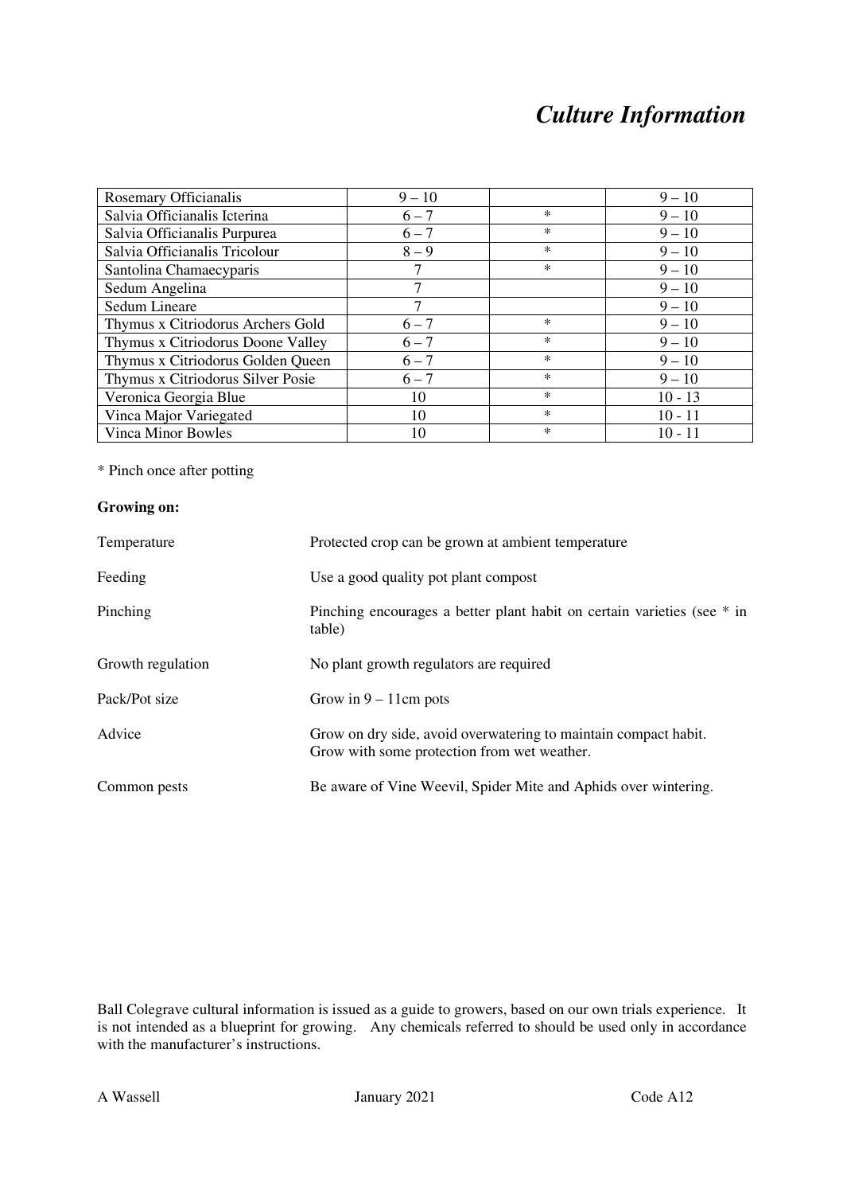# *Culture Information*

| | | | |
|---|---|---|---|
| Rosemary Officianalis | 9 – 10 | | 9 – 10 |
| Salvia Officianalis Icterina | 6 – 7 | * | 9 – 10 |
| Salvia Officianalis Purpurea | 6 – 7 | * | 9 – 10 |
| Salvia Officianalis Tricolour | 8 – 9 | * | 9 – 10 |
| Santolina Chamaecyparis | 7 | * | 9 – 10 |
| Sedum Angelina | 7 | | 9 – 10 |
| Sedum Lineare | 7 | | 9 – 10 |
| Thymus x Citriodorus Archers Gold | 6 – 7 | * | 9 – 10 |
| Thymus x Citriodorus Doone Valley | 6 – 7 | * | 9 – 10 |
| Thymus x Citriodorus Golden Queen | 6 – 7 | * | 9 – 10 |
| Thymus x Citriodorus Silver Posie | 6 – 7 | * | 9 – 10 |
| Veronica Georgia Blue | 10 | * | 10 - 13 |
| Vinca Major Variegated | 10 | * | 10 - 11 |
| Vinca Minor Bowles | 10 | * | 10 - 11 |

* Pinch once after potting

**Growing on:**

| | |
|---|---|
| Temperature | Protected crop can be grown at ambient temperature |
| Feeding | Use a good quality pot plant compost |
| Pinching | Pinching encourages a better plant habit on certain varieties (see * in table) |
| Growth regulation | No plant growth regulators are required |
| Pack/Pot size | Grow in 9 – 11cm pots |
| Advice | Grow on dry side, avoid overwatering to maintain compact habit. Grow with some protection from wet weather. |
| Common pests | Be aware of Vine Weevil, Spider Mite and Aphids over wintering. |

Ball Colegrave cultural information is issued as a guide to growers, based on our own trials experience. It is not intended as a blueprint for growing. Any chemicals referred to should be used only in accordance with the manufacturer's instructions.

A Wassell January 2021 Code A12